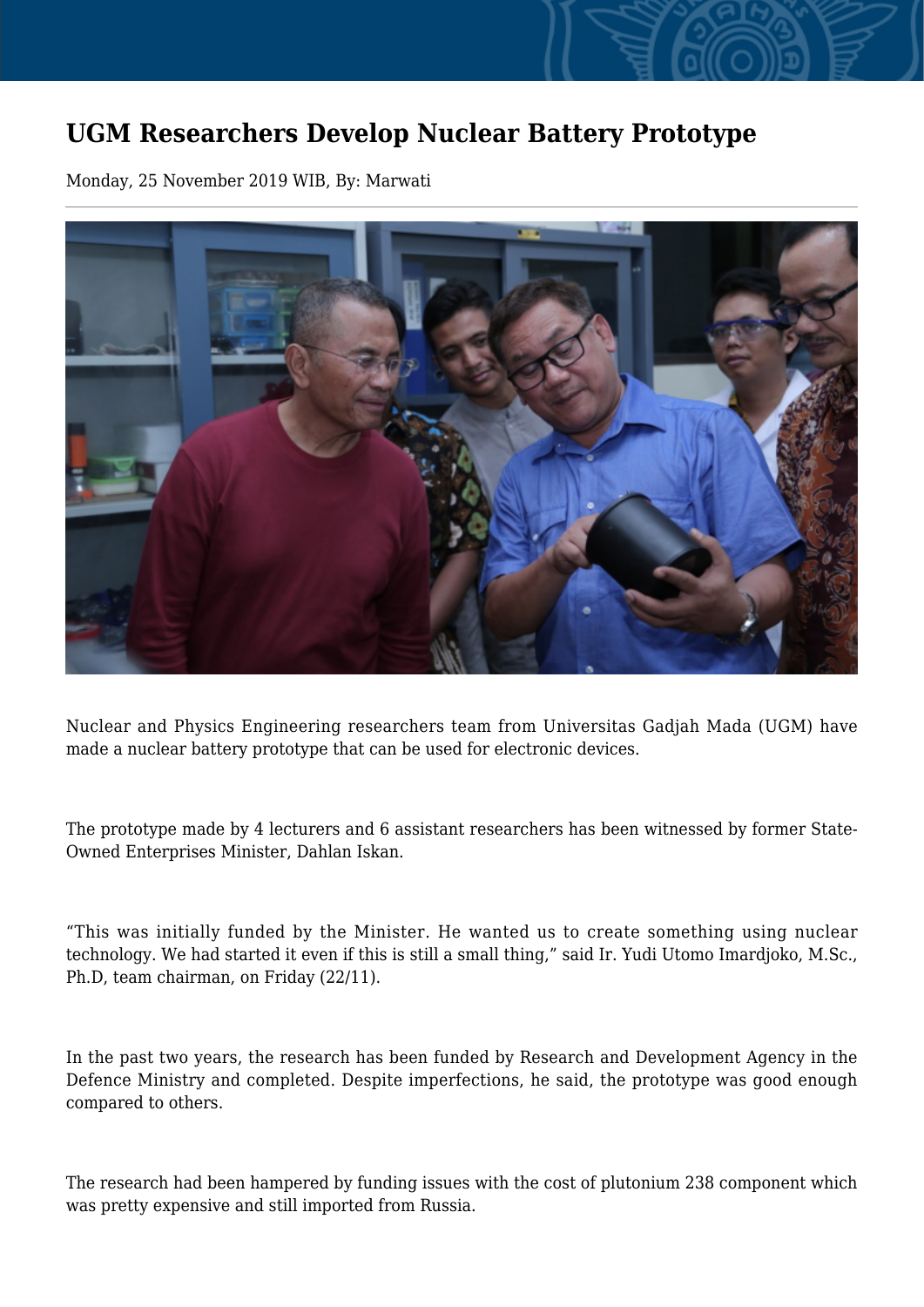# UGM Researchers Develop Nuclear Battery Prototype

Monday, 25 November 2019 WIB, By: Marwati

---

Nuclear and Physics Engineering researchers team from Universitas Gadjah Mada (UGM) have made a nuclear battery prototype that can be used for electronic devices.

The prototype made by 4 lecturers and 6 assistant researchers has been witnessed by former State-Owned Enterprises Minister, Dahlan Iskan.

“This was initially funded by the Minister. He wanted us to create something using nuclear technology. We had started it even if this is still a small thing,” said Ir. Yudi Utomo Imardjoko, M.Sc., Ph.D, team chairman, on Friday (22/11).

In the past two years, the research has been funded by Research and Development Agency in the Defence Ministry and completed. Despite imperfections, he said, the prototype was good enough compared to others.

The research had been hampered by funding issues with the cost of plutonium 238 component which was pretty expensive and still imported from Russia.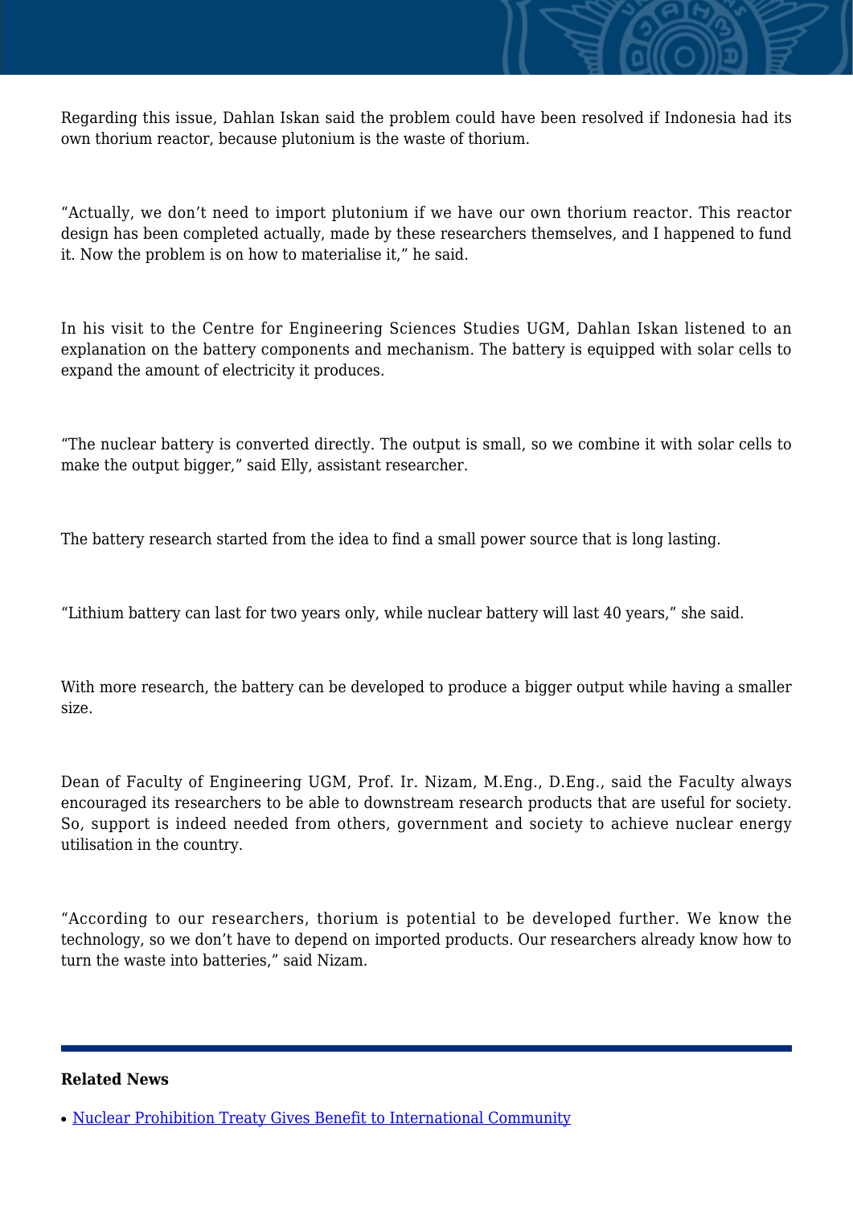Regarding this issue, Dahlan Iskan said the problem could have been resolved if Indonesia had its own thorium reactor, because plutonium is the waste of thorium.

“Actually, we don’t need to import plutonium if we have our own thorium reactor. This reactor design has been completed actually, made by these researchers themselves, and I happened to fund it. Now the problem is on how to materialise it,” he said.

In his visit to the Centre for Engineering Sciences Studies UGM, Dahlan Iskan listened to an explanation on the battery components and mechanism. The battery is equipped with solar cells to expand the amount of electricity it produces.

“The nuclear battery is converted directly. The output is small, so we combine it with solar cells to make the output bigger,” said Elly, assistant researcher.

The battery research started from the idea to find a small power source that is long lasting.

“Lithium battery can last for two years only, while nuclear battery will last 40 years,” she said.

With more research, the battery can be developed to produce a bigger output while having a smaller size.

Dean of Faculty of Engineering UGM, Prof. Ir. Nizam, M.Eng., D.Eng., said the Faculty always encouraged its researchers to be able to downstream research products that are useful for society. So, support is indeed needed from others, government and society to achieve nuclear energy utilisation in the country.

“According to our researchers, thorium is potential to be developed further. We know the technology, so we don’t have to depend on imported products. Our researchers already know how to turn the waste into batteries,” said Nizam.

---

**Related News**

- Nuclear Prohibition Treaty Gives Benefit to International Community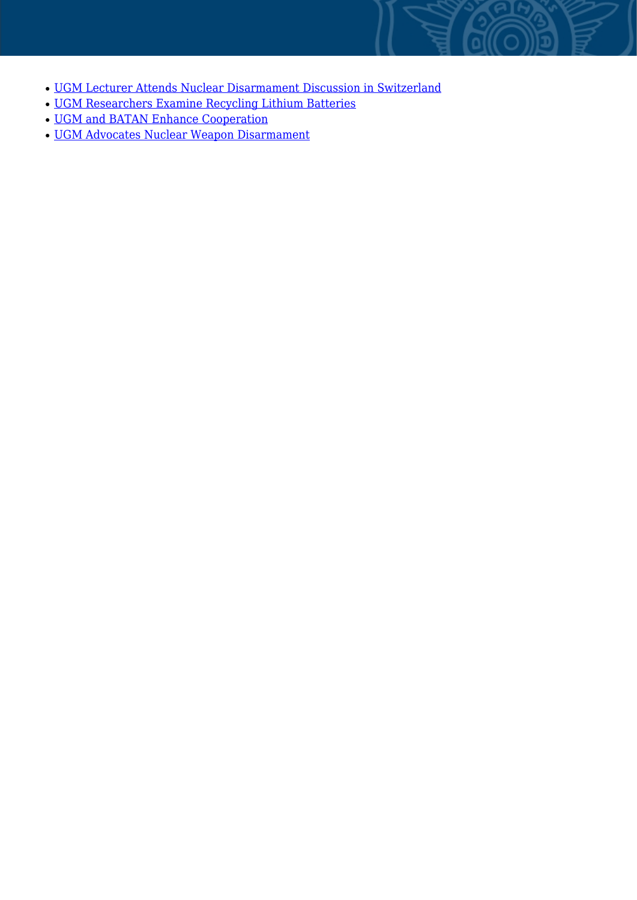- UGM Lecturer Attends Nuclear Disarmament Discussion in Switzerland
- UGM Researchers Examine Recycling Lithium Batteries
- UGM and BATAN Enhance Cooperation
- UGM Advocates Nuclear Weapon Disarmament